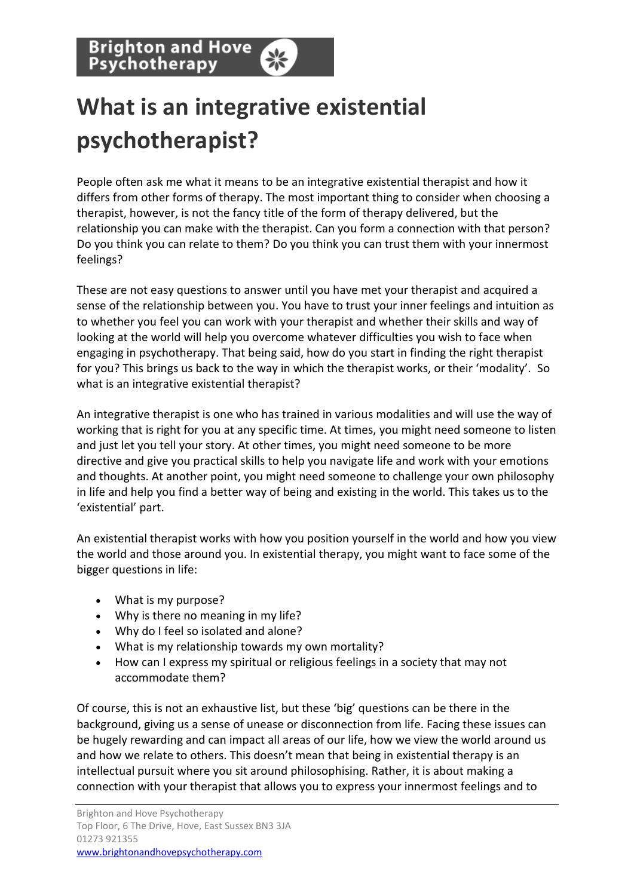# What is an integrative existential psychotherapist?

People often ask me what it means to be an integrative existential therapist and how it differs from other forms of therapy. The most important thing to consider when choosing a therapist, however, is not the fancy title of the form of therapy delivered, but the relationship you can make with the therapist. Can you form a connection with that person? Do you think you can relate to them? Do you think you can trust them with your innermost feelings?

These are not easy questions to answer until you have met your therapist and acquired a sense of the relationship between you. You have to trust your inner feelings and intuition as to whether you feel you can work with your therapist and whether their skills and way of looking at the world will help you overcome whatever difficulties you wish to face when engaging in psychotherapy. That being said, how do you start in finding the right therapist for you? This brings us back to the way in which the therapist works, or their 'modality'. So what is an integrative existential therapist?

An integrative therapist is one who has trained in various modalities and will use the way of working that is right for you at any specific time. At times, you might need someone to listen and just let you tell your story. At other times, you might need someone to be more directive and give you practical skills to help you navigate life and work with your emotions and thoughts. At another point, you might need someone to challenge your own philosophy in life and help you find a better way of being and existing in the world. This takes us to the 'existential' part.

An existential therapist works with how you position yourself in the world and how you view the world and those around you. In existential therapy, you might want to face some of the bigger questions in life:

- What is my purpose?
- Why is there no meaning in my life?
- Why do I feel so isolated and alone?
- What is my relationship towards my own mortality?
- How can I express my spiritual or religious feelings in a society that may not accommodate them?

Of course, this is not an exhaustive list, but these 'big' questions can be there in the background, giving us a sense of unease or disconnection from life. Facing these issues can be hugely rewarding and can impact all areas of our life, how we view the world around us and how we relate to others. This doesn't mean that being in existential therapy is an intellectual pursuit where you sit around philosophising. Rather, it is about making a connection with your therapist that allows you to express your innermost feelings and to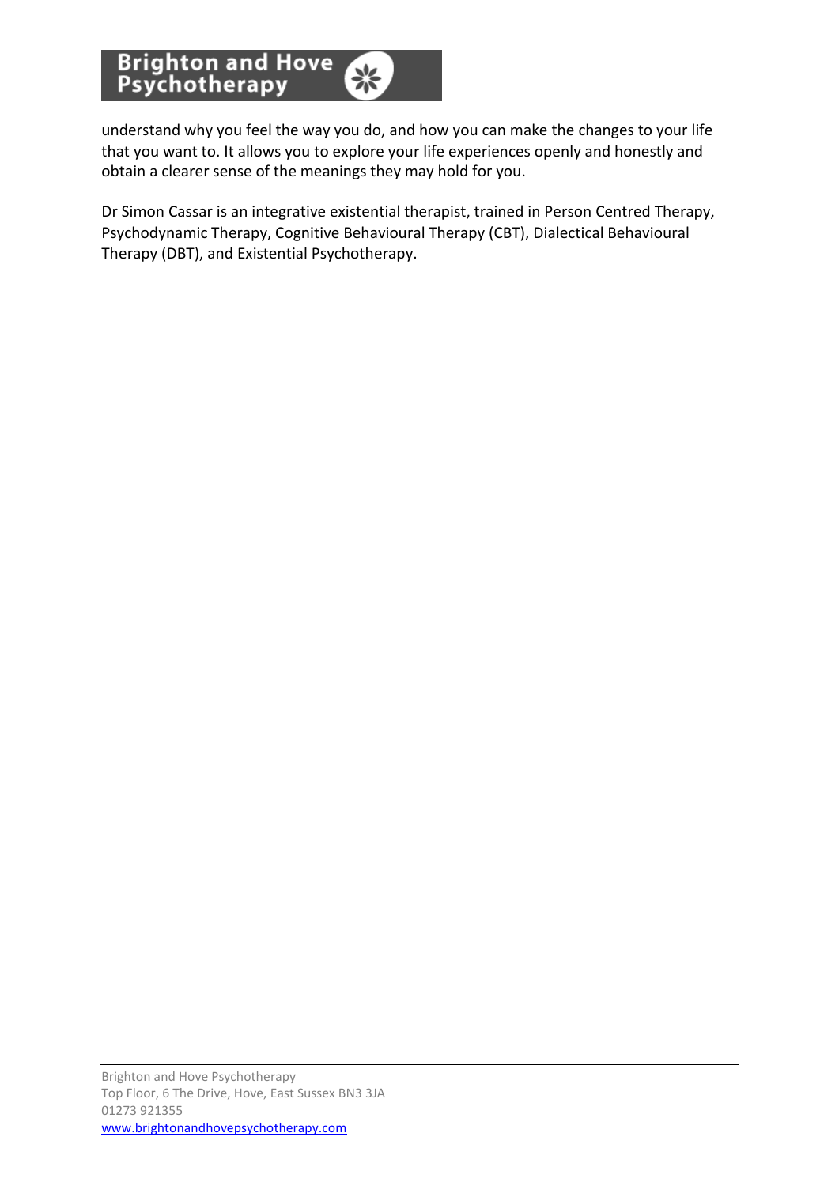understand why you feel the way you do, and how you can make the changes to your life that you want to. It allows you to explore your life experiences openly and honestly and obtain a clearer sense of the meanings they may hold for you.

Dr Simon Cassar is an integrative existential therapist, trained in Person Centred Therapy, Psychodynamic Therapy, Cognitive Behavioural Therapy (CBT), Dialectical Behavioural Therapy (DBT), and Existential Psychotherapy.